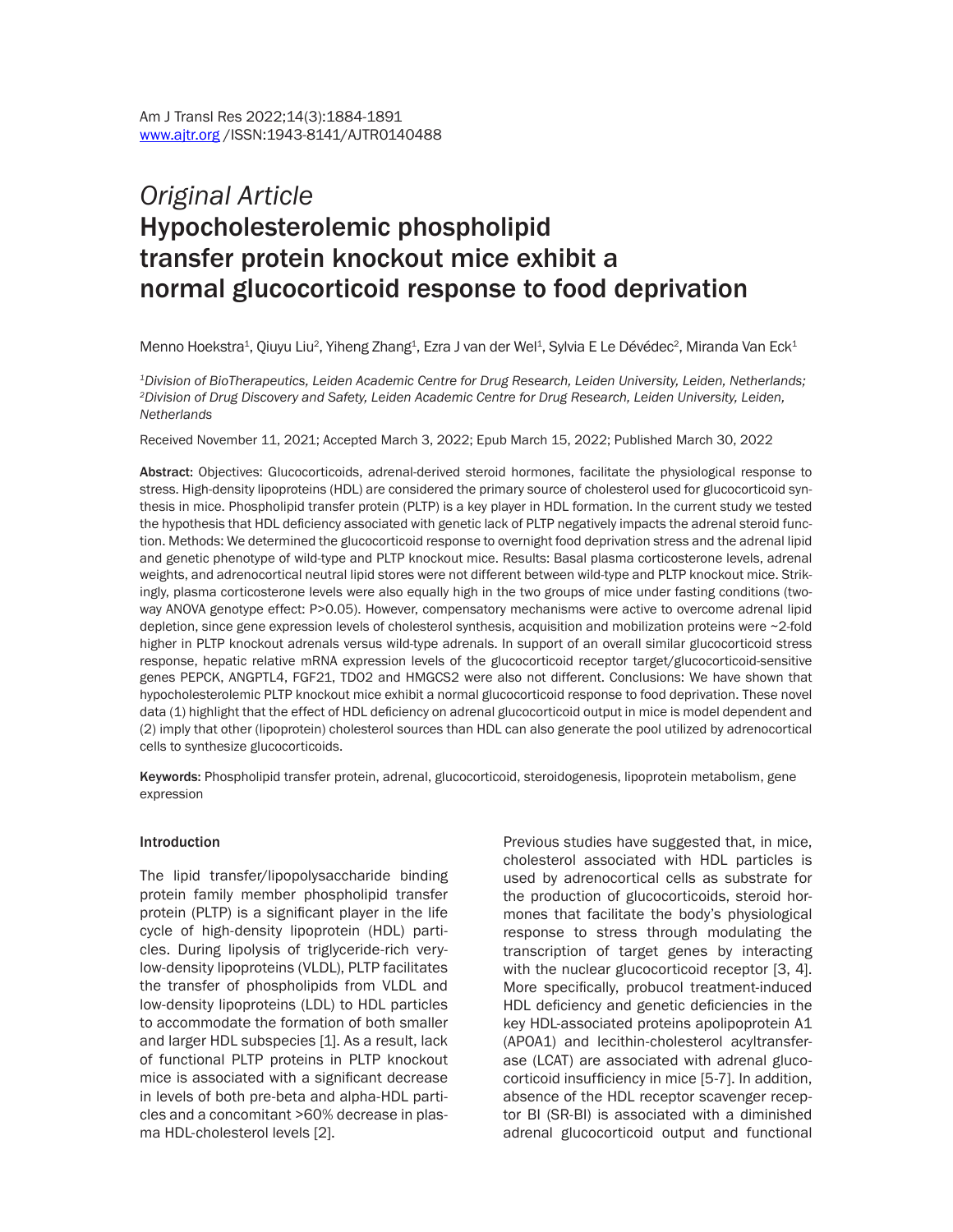*Original Article*

# Hypocholesterolemic phospholipid transfer protein knockout mice exhibit a normal glucocorticoid response to food deprivation

Menno Hoekstra[1], Qiuyu Liu[2], Yiheng Zhang[1], Ezra J van der Wel[1], Sylvia E Le Dévédec[2], Miranda Van Eck[1]

[1]*Division of BioTherapeutics, Leiden Academic Centre for Drug Research, Leiden University, Leiden, Netherlands;* [2]*Division of Drug Discovery and Safety, Leiden Academic Centre for Drug Research, Leiden University, Leiden, Netherlands*

Received November 11, 2021; Accepted March 3, 2022; Epub March 15, 2022; Published March 30, 2022

**Abstract:** Objectives: Glucocorticoids, adrenal-derived steroid hormones, facilitate the physiological response to stress. High-density lipoproteins (HDL) are considered the primary source of cholesterol used for glucocorticoid synthesis in mice. Phospholipid transfer protein (PLTP) is a key player in HDL formation. In the current study we tested the hypothesis that HDL deficiency associated with genetic lack of PLTP negatively impacts the adrenal steroid function. Methods: We determined the glucocorticoid response to overnight food deprivation stress and the adrenal lipid and genetic phenotype of wild-type and PLTP knockout mice. Results: Basal plasma corticosterone levels, adrenal weights, and adrenocortical neutral lipid stores were not different between wild-type and PLTP knockout mice. Strikingly, plasma corticosterone levels were also equally high in the two groups of mice under fasting conditions (two-way ANOVA genotype effect: $P>0.05$). However, compensatory mechanisms were active to overcome adrenal lipid depletion, since gene expression levels of cholesterol synthesis, acquisition and mobilization proteins were ~2-fold higher in PLTP knockout adrenals versus wild-type adrenals. In support of an overall similar glucocorticoid stress response, hepatic relative mRNA expression levels of the glucocorticoid receptor target/glucocorticoid-sensitive genes PEPCK, ANGPTL4, FGF21, TDO2 and HMGCS2 were also not different. Conclusions: We have shown that hypocholesterolemic PLTP knockout mice exhibit a normal glucocorticoid response to food deprivation. These novel data (1) highlight that the effect of HDL deficiency on adrenal glucocorticoid output in mice is model dependent and (2) imply that other (lipoprotein) cholesterol sources than HDL can also generate the pool utilized by adrenocortical cells to synthesize glucocorticoids.

**Keywords:** Phospholipid transfer protein, adrenal, glucocorticoid, steroidogenesis, lipoprotein metabolism, gene expression

## Introduction

The lipid transfer/lipopolysaccharide binding protein family member phospholipid transfer protein (PLTP) is a significant player in the life cycle of high-density lipoprotein (HDL) particles. During lipolysis of triglyceride-rich very-low-density lipoproteins (VLDL), PLTP facilitates the transfer of phospholipids from VLDL and low-density lipoproteins (LDL) to HDL particles to accommodate the formation of both smaller and larger HDL subspecies [1]. As a result, lack of functional PLTP proteins in PLTP knockout mice is associated with a significant decrease in levels of both pre-beta and alpha-HDL particles and a concomitant >60% decrease in plasma HDL-cholesterol levels [2].

Previous studies have suggested that, in mice, cholesterol associated with HDL particles is used by adrenocortical cells as substrate for the production of glucocorticoids, steroid hormones that facilitate the body's physiological response to stress through modulating the transcription of target genes by interacting with the nuclear glucocorticoid receptor [3, 4]. More specifically, probucol treatment-induced HDL deficiency and genetic deficiencies in the key HDL-associated proteins apolipoprotein A1 (APOA1) and lecithin-cholesterol acyltransferase (LCAT) are associated with adrenal glucocorticoid insufficiency in mice [5-7]. In addition, absence of the HDL receptor scavenger receptor BI (SR-BI) is associated with a diminished adrenal glucocorticoid output and functional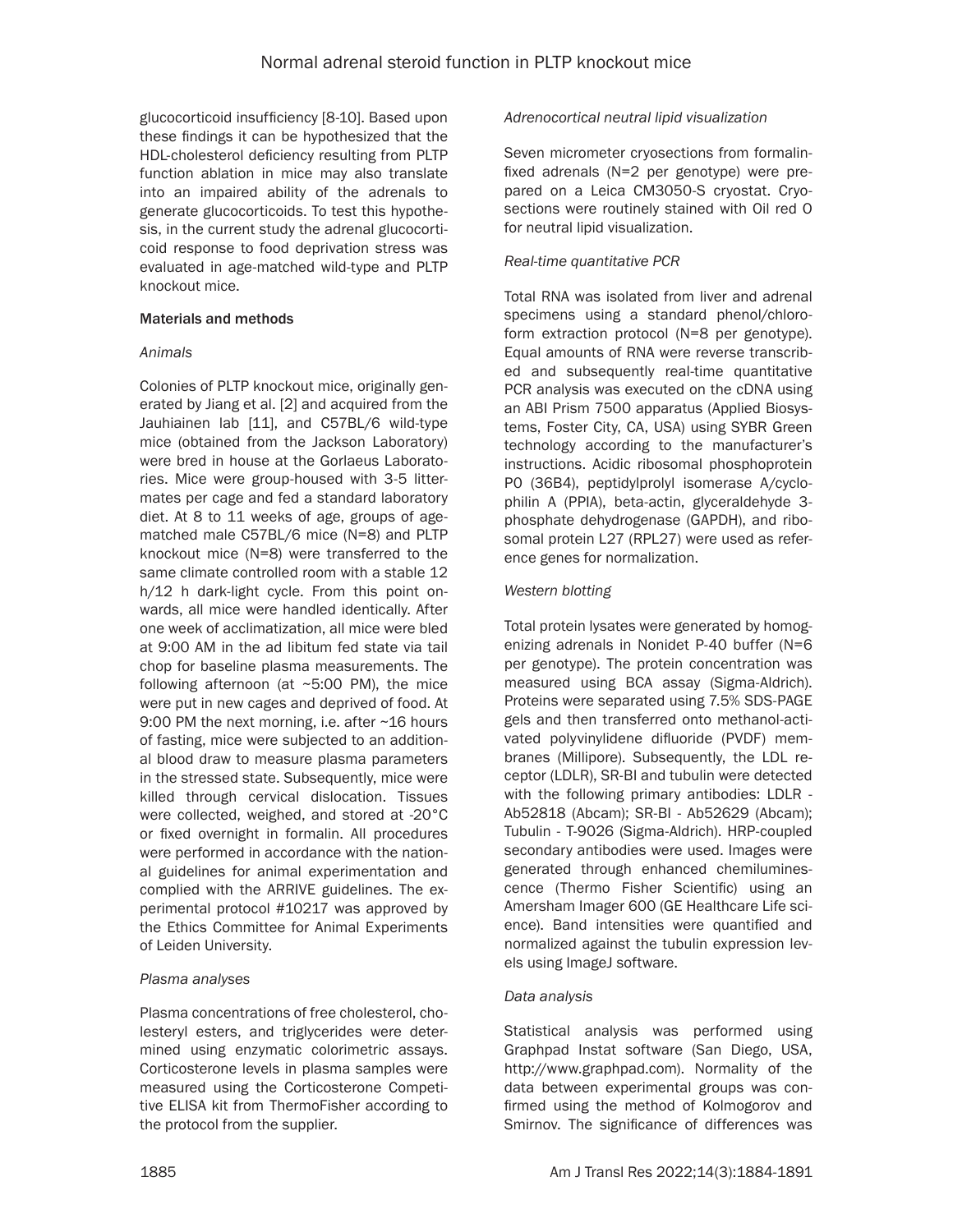glucocorticoid insufficiency [8-10]. Based upon these findings it can be hypothesized that the HDL-cholesterol deficiency resulting from PLTP function ablation in mice may also translate into an impaired ability of the adrenals to generate glucocorticoids. To test this hypothesis, in the current study the adrenal glucocorticoid response to food deprivation stress was evaluated in age-matched wild-type and PLTP knockout mice.

## Materials and methods

### *Animals*

Colonies of PLTP knockout mice, originally generated by Jiang et al. [2] and acquired from the Jauhiainen lab [11], and C57BL/6 wild-type mice (obtained from the Jackson Laboratory) were bred in house at the Gorlaeus Laboratories. Mice were group-housed with 3-5 littermates per cage and fed a standard laboratory diet. At 8 to 11 weeks of age, groups of age-matched male C57BL/6 mice (N=8) and PLTP knockout mice (N=8) were transferred to the same climate controlled room with a stable 12 h/12 h dark-light cycle. From this point onwards, all mice were handled identically. After one week of acclimatization, all mice were bled at 9:00 AM in the ad libitum fed state via tail chop for baseline plasma measurements. The following afternoon (at ~5:00 PM), the mice were put in new cages and deprived of food. At 9:00 PM the next morning, i.e. after ~16 hours of fasting, mice were subjected to an additional blood draw to measure plasma parameters in the stressed state. Subsequently, mice were killed through cervical dislocation. Tissues were collected, weighed, and stored at -20°C or fixed overnight in formalin. All procedures were performed in accordance with the national guidelines for animal experimentation and complied with the ARRIVE guidelines. The experimental protocol #10217 was approved by the Ethics Committee for Animal Experiments of Leiden University.

### *Plasma analyses*

Plasma concentrations of free cholesterol, cholesteryl esters, and triglycerides were determined using enzymatic colorimetric assays. Corticosterone levels in plasma samples were measured using the Corticosterone Competitive ELISA kit from ThermoFisher according to the protocol from the supplier.

### *Adrenocortical neutral lipid visualization*

Seven micrometer cryosections from formalin-fixed adrenals (N=2 per genotype) were prepared on a Leica CM3050-S cryostat. Cryosections were routinely stained with Oil red O for neutral lipid visualization.

### *Real-time quantitative PCR*

Total RNA was isolated from liver and adrenal specimens using a standard phenol/chloroform extraction protocol (N=8 per genotype). Equal amounts of RNA were reverse transcribed and subsequently real-time quantitative PCR analysis was executed on the cDNA using an ABI Prism 7500 apparatus (Applied Biosystems, Foster City, CA, USA) using SYBR Green technology according to the manufacturer's instructions. Acidic ribosomal phosphoprotein P0 (36B4), peptidylprolyl isomerase A/cyclophilin A (PPIA), beta-actin, glyceraldehyde 3-phosphate dehydrogenase (GAPDH), and ribosomal protein L27 (RPL27) were used as reference genes for normalization.

### *Western blotting*

Total protein lysates were generated by homogenizing adrenals in Nonidet P-40 buffer (N=6 per genotype). The protein concentration was measured using BCA assay (Sigma-Aldrich). Proteins were separated using 7.5% SDS-PAGE gels and then transferred onto methanol-activated polyvinylidene difluoride (PVDF) membranes (Millipore). Subsequently, the LDL receptor (LDLR), SR-BI and tubulin were detected with the following primary antibodies: LDLR - Ab52818 (Abcam); SR-BI - Ab52629 (Abcam); Tubulin - T-9026 (Sigma-Aldrich). HRP-coupled secondary antibodies were used. Images were generated through enhanced chemiluminescence (Thermo Fisher Scientific) using an Amersham Imager 600 (GE Healthcare Life science). Band intensities were quantified and normalized against the tubulin expression levels using ImageJ software.

### *Data analysis*

Statistical analysis was performed using Graphpad Instat software (San Diego, USA, http://www.graphpad.com). Normality of the data between experimental groups was confirmed using the method of Kolmogorov and Smirnov. The significance of differences was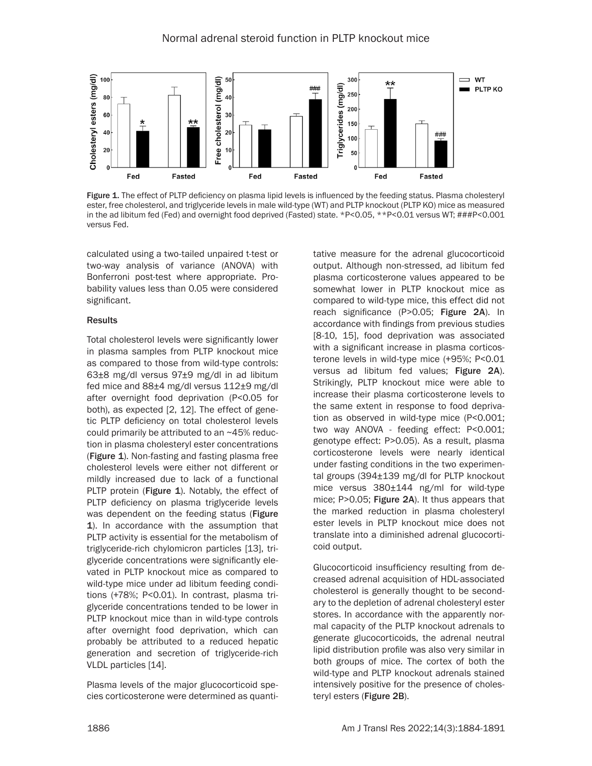Figure 1. The effect of PLTP deficiency on plasma lipid levels is influenced by the feeding status. Plasma cholesteryl ester, free cholesterol, and triglyceride levels in male wild-type (WT) and PLTP knockout (PLTP KO) mice as measured in the ad libitum fed (Fed) and overnight food deprived (Fasted) state. *P<0.05, **P<0.01 versus WT; ###P<0.001 versus Fed.

calculated using a two-tailed unpaired t-test or two-way analysis of variance (ANOVA) with Bonferroni post-test where appropriate. Probability values less than 0.05 were considered significant.

## Results

Total cholesterol levels were significantly lower in plasma samples from PLTP knockout mice as compared to those from wild-type controls: 63±8 mg/dl versus 97±9 mg/dl in ad libitum fed mice and 88±4 mg/dl versus 112±9 mg/dl after overnight food deprivation (P<0.05 for both), as expected [2, 12]. The effect of genetic PLTP deficiency on total cholesterol levels could primarily be attributed to an ~45% reduction in plasma cholesteryl ester concentrations (**Figure 1**). Non-fasting and fasting plasma free cholesterol levels were either not different or mildly increased due to lack of a functional PLTP protein (**Figure 1**). Notably, the effect of PLTP deficiency on plasma triglyceride levels was dependent on the feeding status (**Figure 1**). In accordance with the assumption that PLTP activity is essential for the metabolism of triglyceride-rich chylomicron particles [13], triglyceride concentrations were significantly elevated in PLTP knockout mice as compared to wild-type mice under ad libitum feeding conditions (+78%; P<0.01). In contrast, plasma triglyceride concentrations tended to be lower in PLTP knockout mice than in wild-type controls after overnight food deprivation, which can probably be attributed to a reduced hepatic generation and secretion of triglyceride-rich VLDL particles [14].

Plasma levels of the major glucocorticoid species corticosterone were determined as quantitative measure for the adrenal glucocorticoid output. Although non-stressed, ad libitum fed plasma corticosterone values appeared to be somewhat lower in PLTP knockout mice as compared to wild-type mice, this effect did not reach significance (P>0.05; **Figure 2A**). In accordance with findings from previous studies [8-10, 15], food deprivation was associated with a significant increase in plasma corticosterone levels in wild-type mice (+95%; P<0.01 versus ad libitum fed values; **Figure 2A**). Strikingly, PLTP knockout mice were able to increase their plasma corticosterone levels to the same extent in response to food deprivation as observed in wild-type mice (P<0.001; two way ANOVA - feeding effect: P<0.001; genotype effect: P>0.05). As a result, plasma corticosterone levels were nearly identical under fasting conditions in the two experimental groups (394±139 mg/dl for PLTP knockout mice versus 380±144 ng/ml for wild-type mice; P>0.05; **Figure 2A**). It thus appears that the marked reduction in plasma cholesteryl ester levels in PLTP knockout mice does not translate into a diminished adrenal glucocorticoid output.

Glucocorticoid insufficiency resulting from decreased adrenal acquisition of HDL-associated cholesterol is generally thought to be secondary to the depletion of adrenal cholesteryl ester stores. In accordance with the apparently normal capacity of the PLTP knockout adrenals to generate glucocorticoids, the adrenal neutral lipid distribution profile was also very similar in both groups of mice. The cortex of both the wild-type and PLTP knockout adrenals stained intensively positive for the presence of cholesteryl esters (**Figure 2B**).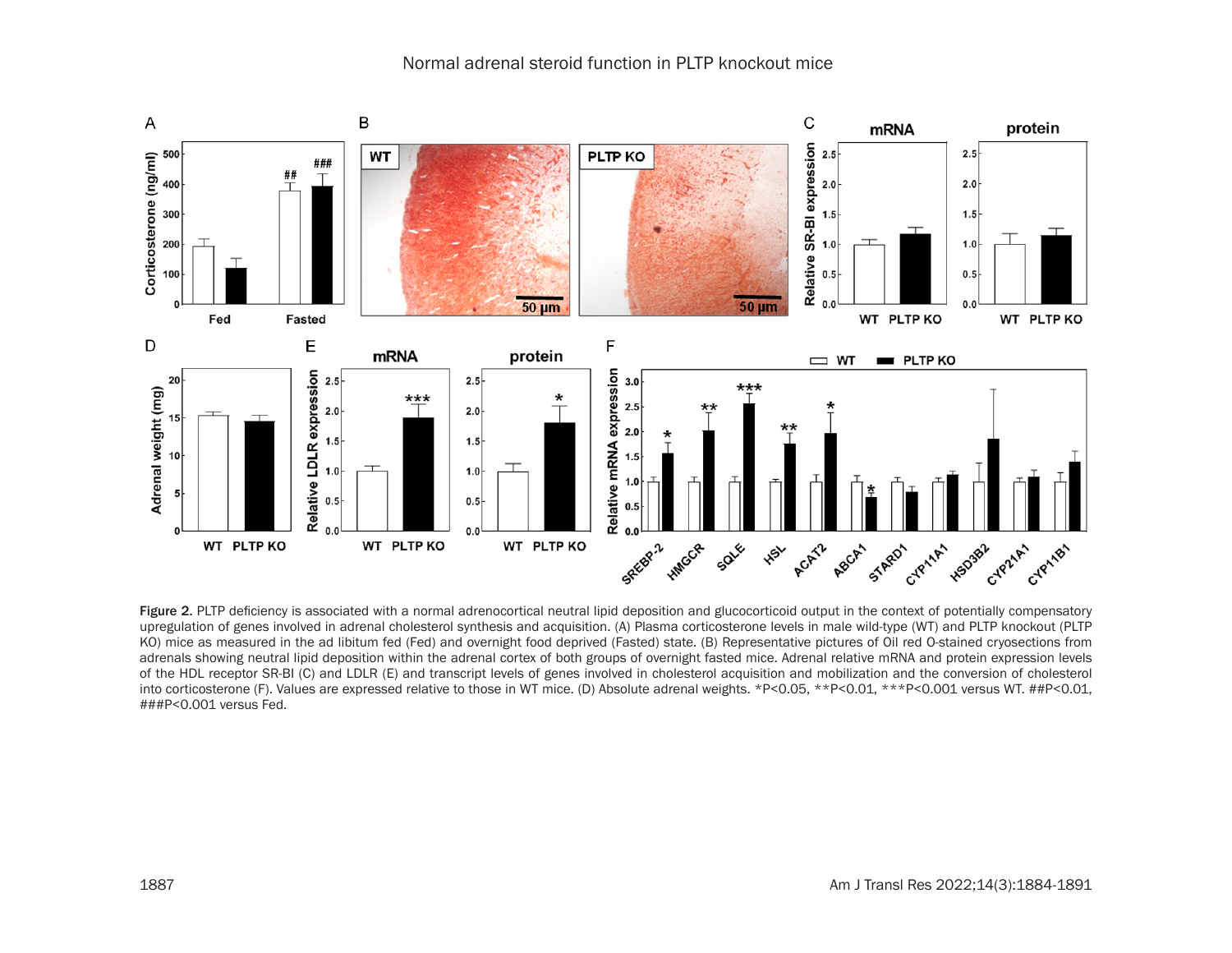Figure 2. PLTP deficiency is associated with a normal adrenocortical neutral lipid deposition and glucocorticoid output in the context of potentially compensatory upregulation of genes involved in adrenal cholesterol synthesis and acquisition. (A) Plasma corticosterone levels in male wild-type (WT) and PLTP knockout (PLTP KO) mice as measured in the ad libitum fed (Fed) and overnight food deprived (Fasted) state. (B) Representative pictures of Oil red O-stained cryosections from adrenals showing neutral lipid deposition within the adrenal cortex of both groups of overnight fasted mice. Adrenal relative mRNA and protein expression levels of the HDL receptor SR-BI (C) and LDLR (E) and transcript levels of genes involved in cholesterol acquisition and mobilization and the conversion of cholesterol into corticosterone (F). Values are expressed relative to those in WT mice. (D) Absolute adrenal weights. *P<0.05, **P<0.01, ***P<0.001 versus WT. ##P<0.01, ###P<0.001 versus Fed.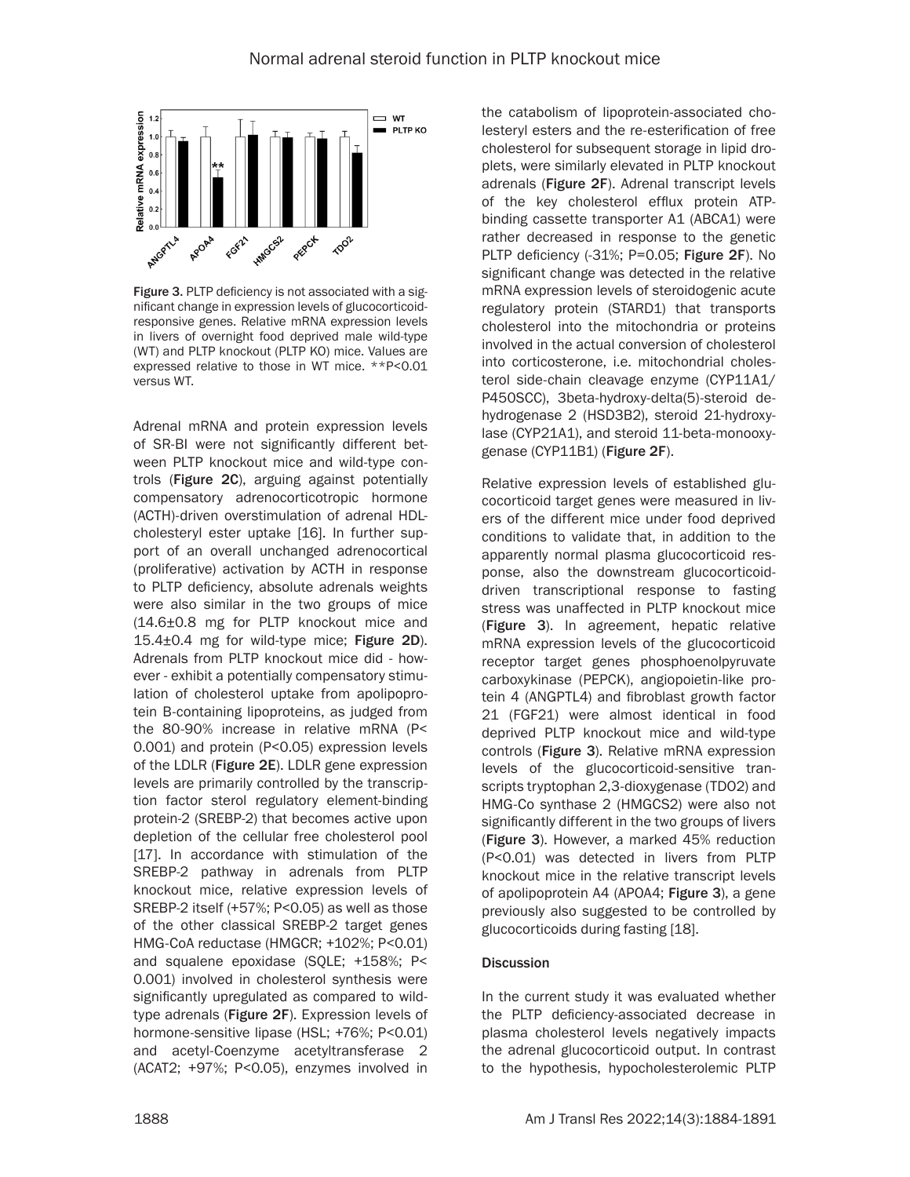Figure 3. PLTP deficiency is not associated with a significant change in expression levels of glucocorticoid-responsive genes. Relative mRNA expression levels in livers of overnight food deprived male wild-type (WT) and PLTP knockout (PLTP KO) mice. Values are expressed relative to those in WT mice. **P<0.01 versus WT.

Adrenal mRNA and protein expression levels of SR-BI were not significantly different between PLTP knockout mice and wild-type controls (**Figure 2C**), arguing against potentially compensatory adrenocorticotropic hormone (ACTH)-driven overstimulation of adrenal HDL-cholesteryl ester uptake [16]. In further support of an overall unchanged adrenocortical (proliferative) activation by ACTH in response to PLTP deficiency, absolute adrenals weights were also similar in the two groups of mice (14.6±0.8 mg for PLTP knockout mice and 15.4±0.4 mg for wild-type mice; **Figure 2D**). Adrenals from PLTP knockout mice did - however - exhibit a potentially compensatory stimulation of cholesterol uptake from apolipoprotein B-containing lipoproteins, as judged from the 80-90% increase in relative mRNA (P<0.001) and protein (P<0.05) expression levels of the LDLR (**Figure 2E**). LDLR gene expression levels are primarily controlled by the transcription factor sterol regulatory element-binding protein-2 (SREBP-2) that becomes active upon depletion of the cellular free cholesterol pool [17]. In accordance with stimulation of the SREBP-2 pathway in adrenals from PLTP knockout mice, relative expression levels of SREBP-2 itself (+57%; P<0.05) as well as those of the other classical SREBP-2 target genes HMG-CoA reductase (HMGCR; +102%; P<0.01) and squalene epoxidase (SQLE; +158%; P<0.001) involved in cholesterol synthesis were significantly upregulated as compared to wild-type adrenals (**Figure 2F**). Expression levels of hormone-sensitive lipase (HSL; +76%; P<0.01) and acetyl-Coenzyme acetyltransferase 2 (ACAT2; +97%; P<0.05), enzymes involved in the catabolism of lipoprotein-associated cholesteryl esters and the re-esterification of free cholesterol for subsequent storage in lipid droplets, were similarly elevated in PLTP knockout adrenals (**Figure 2F**). Adrenal transcript levels of the key cholesterol efflux protein ATP-binding cassette transporter A1 (ABCA1) were rather decreased in response to the genetic PLTP deficiency (-31%; P=0.05; **Figure 2F**). No significant change was detected in the relative mRNA expression levels of steroidogenic acute regulatory protein (STARD1) that transports cholesterol into the mitochondria or proteins involved in the actual conversion of cholesterol into corticosterone, i.e. mitochondrial cholesterol side-chain cleavage enzyme (CYP11A1/P450SCC), 3beta-hydroxy-delta(5)-steroid dehydrogenase 2 (HSD3B2), steroid 21-hydroxylase (CYP21A1), and steroid 11-beta-monooxygenase (CYP11B1) (**Figure 2F**).

Relative expression levels of established glucocorticoid target genes were measured in livers of the different mice under food deprived conditions to validate that, in addition to the apparently normal plasma glucocorticoid response, also the downstream glucocorticoid-driven transcriptional response to fasting stress was unaffected in PLTP knockout mice (**Figure 3**). In agreement, hepatic relative mRNA expression levels of the glucocorticoid receptor target genes phosphoenolpyruvate carboxykinase (PEPCK), angiopoietin-like protein 4 (ANGPTL4) and fibroblast growth factor 21 (FGF21) were almost identical in food deprived PLTP knockout mice and wild-type controls (**Figure 3**). Relative mRNA expression levels of the glucocorticoid-sensitive transcripts tryptophan 2,3-dioxygenase (TDO2) and HMG-Co synthase 2 (HMGCS2) were also not significantly different in the two groups of livers (**Figure 3**). However, a marked 45% reduction (P<0.01) was detected in livers from PLTP knockout mice in the relative transcript levels of apolipoprotein A4 (APOA4; **Figure 3**), a gene previously also suggested to be controlled by glucocorticoids during fasting [18].

## Discussion

In the current study it was evaluated whether the PLTP deficiency-associated decrease in plasma cholesterol levels negatively impacts the adrenal glucocorticoid output. In contrast to the hypothesis, hypocholesterolemic PLTP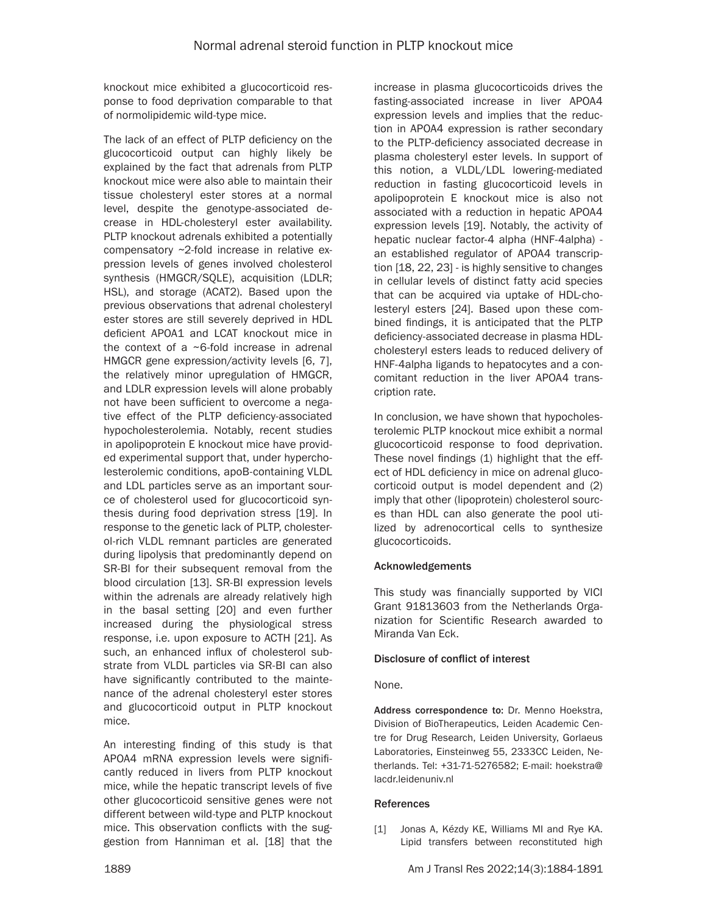knockout mice exhibited a glucocorticoid response to food deprivation comparable to that of normolipidemic wild-type mice.

The lack of an effect of PLTP deficiency on the glucocorticoid output can highly likely be explained by the fact that adrenals from PLTP knockout mice were also able to maintain their tissue cholesteryl ester stores at a normal level, despite the genotype-associated decrease in HDL-cholesteryl ester availability. PLTP knockout adrenals exhibited a potentially compensatory ~2-fold increase in relative expression levels of genes involved cholesterol synthesis (HMGCR/SQLE), acquisition (LDLR; HSL), and storage (ACAT2). Based upon the previous observations that adrenal cholesteryl ester stores are still severely deprived in HDL deficient APOA1 and LCAT knockout mice in the context of a ~6-fold increase in adrenal HMGCR gene expression/activity levels [6, 7], the relatively minor upregulation of HMGCR, and LDLR expression levels will alone probably not have been sufficient to overcome a negative effect of the PLTP deficiency-associated hypocholesterolemia. Notably, recent studies in apolipoprotein E knockout mice have provided experimental support that, under hypercholesterolemic conditions, apoB-containing VLDL and LDL particles serve as an important source of cholesterol used for glucocorticoid synthesis during food deprivation stress [19]. In response to the genetic lack of PLTP, cholesterol-rich VLDL remnant particles are generated during lipolysis that predominantly depend on SR-BI for their subsequent removal from the blood circulation [13]. SR-BI expression levels within the adrenals are already relatively high in the basal setting [20] and even further increased during the physiological stress response, i.e. upon exposure to ACTH [21]. As such, an enhanced influx of cholesterol substrate from VLDL particles via SR-BI can also have significantly contributed to the maintenance of the adrenal cholesteryl ester stores and glucocorticoid output in PLTP knockout mice.

An interesting finding of this study is that APOA4 mRNA expression levels were significantly reduced in livers from PLTP knockout mice, while the hepatic transcript levels of five other glucocorticoid sensitive genes were not different between wild-type and PLTP knockout mice. This observation conflicts with the suggestion from Hanniman et al. [18] that the increase in plasma glucocorticoids drives the fasting-associated increase in liver APOA4 expression levels and implies that the reduction in APOA4 expression is rather secondary to the PLTP-deficiency associated decrease in plasma cholesteryl ester levels. In support of this notion, a VLDL/LDL lowering-mediated reduction in fasting glucocorticoid levels in apolipoprotein E knockout mice is also not associated with a reduction in hepatic APOA4 expression levels [19]. Notably, the activity of hepatic nuclear factor-4 alpha (HNF-4alpha) - an established regulator of APOA4 transcription [18, 22, 23] - is highly sensitive to changes in cellular levels of distinct fatty acid species that can be acquired via uptake of HDL-cholesteryl esters [24]. Based upon these combined findings, it is anticipated that the PLTP deficiency-associated decrease in plasma HDL-cholesteryl esters leads to reduced delivery of HNF-4alpha ligands to hepatocytes and a concomitant reduction in the liver APOA4 transcription rate.

In conclusion, we have shown that hypocholesterolemic PLTP knockout mice exhibit a normal glucocorticoid response to food deprivation. These novel findings (1) highlight that the effect of HDL deficiency in mice on adrenal glucocorticoid output is model dependent and (2) imply that other (lipoprotein) cholesterol sources than HDL can also generate the pool utilized by adrenocortical cells to synthesize glucocorticoids.

## Acknowledgements

This study was financially supported by VICI Grant 91813603 from the Netherlands Organization for Scientific Research awarded to Miranda Van Eck.

## Disclosure of conflict of interest

None.

**Address correspondence to:** Dr. Menno Hoekstra, Division of BioTherapeutics, Leiden Academic Centre for Drug Research, Leiden University, Gorlaeus Laboratories, Einsteinweg 55, 2333CC Leiden, Netherlands. Tel: +31-71-5276582; E-mail: hoekstra@lacdr.leidenuniv.nl

## References

[1] Jonas A, Kézdy KE, Williams MI and Rye KA. Lipid transfers between reconstituted high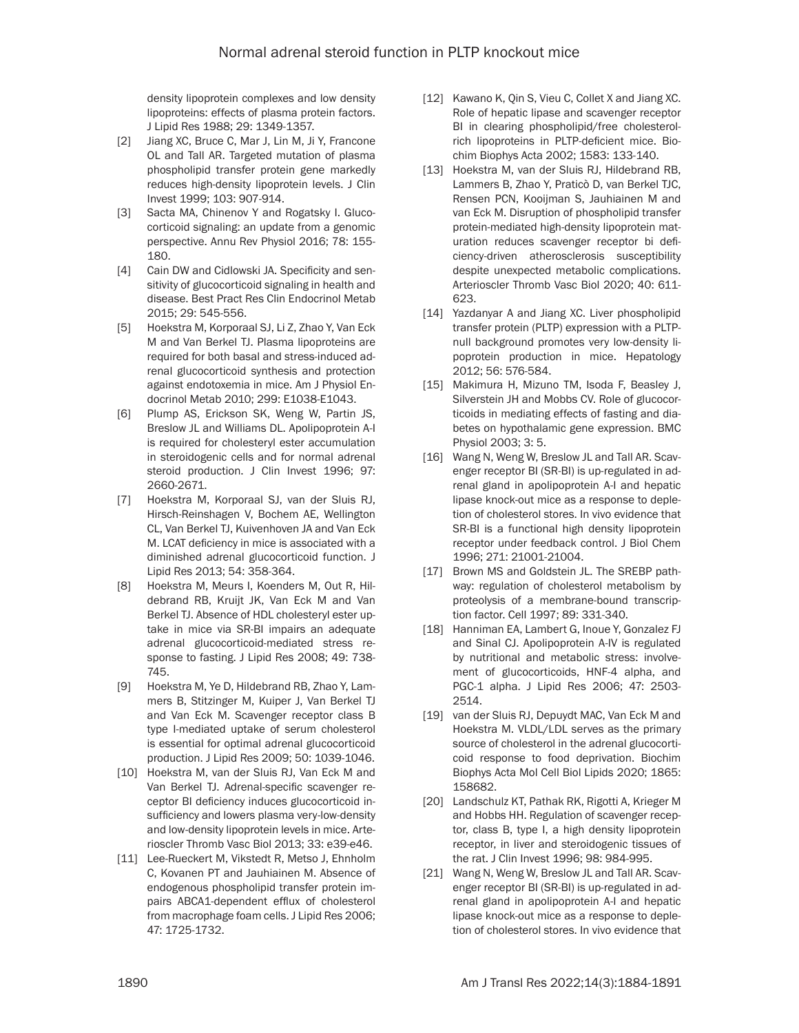density lipoprotein complexes and low density lipoproteins: effects of plasma protein factors. J Lipid Res 1988; 29: 1349-1357.

[2] Jiang XC, Bruce C, Mar J, Lin M, Ji Y, Francone OL and Tall AR. Targeted mutation of plasma phospholipid transfer protein gene markedly reduces high-density lipoprotein levels. J Clin Invest 1999; 103: 907-914.

[3] Sacta MA, Chinenov Y and Rogatsky I. Glucocorticoid signaling: an update from a genomic perspective. Annu Rev Physiol 2016; 78: 155-180.

[4] Cain DW and Cidlowski JA. Specificity and sensitivity of glucocorticoid signaling in health and disease. Best Pract Res Clin Endocrinol Metab 2015; 29: 545-556.

[5] Hoekstra M, Korporaal SJ, Li Z, Zhao Y, Van Eck M and Van Berkel TJ. Plasma lipoproteins are required for both basal and stress-induced adrenal glucocorticoid synthesis and protection against endotoxemia in mice. Am J Physiol Endocrinol Metab 2010; 299: E1038-E1043.

[6] Plump AS, Erickson SK, Weng W, Partin JS, Breslow JL and Williams DL. Apolipoprotein A-I is required for cholesteryl ester accumulation in steroidogenic cells and for normal adrenal steroid production. J Clin Invest 1996; 97: 2660-2671.

[7] Hoekstra M, Korporaal SJ, van der Sluis RJ, Hirsch-Reinshagen V, Bochem AE, Wellington CL, Van Berkel TJ, Kuivenhoven JA and Van Eck M. LCAT deficiency in mice is associated with a diminished adrenal glucocorticoid function. J Lipid Res 2013; 54: 358-364.

[8] Hoekstra M, Meurs I, Koenders M, Out R, Hildebrand RB, Kruijt JK, Van Eck M and Van Berkel TJ. Absence of HDL cholesteryl ester uptake in mice via SR-BI impairs an adequate adrenal glucocorticoid-mediated stress response to fasting. J Lipid Res 2008; 49: 738-745.

[9] Hoekstra M, Ye D, Hildebrand RB, Zhao Y, Lammers B, Stitzinger M, Kuiper J, Van Berkel TJ and Van Eck M. Scavenger receptor class B type I-mediated uptake of serum cholesterol is essential for optimal adrenal glucocorticoid production. J Lipid Res 2009; 50: 1039-1046.

[10] Hoekstra M, van der Sluis RJ, Van Eck M and Van Berkel TJ. Adrenal-specific scavenger receptor BI deficiency induces glucocorticoid insufficiency and lowers plasma very-low-density and low-density lipoprotein levels in mice. Arterioscler Thromb Vasc Biol 2013; 33: e39-e46.

[11] Lee-Rueckert M, Vikstedt R, Metso J, Ehnholm C, Kovanen PT and Jauhiainen M. Absence of endogenous phospholipid transfer protein impairs ABCA1-dependent efflux of cholesterol from macrophage foam cells. J Lipid Res 2006; 47: 1725-1732.

[12] Kawano K, Qin S, Vieu C, Collet X and Jiang XC. Role of hepatic lipase and scavenger receptor BI in clearing phospholipid/free cholesterol-rich lipoproteins in PLTP-deficient mice. Biochim Biophys Acta 2002; 1583: 133-140.

[13] Hoekstra M, van der Sluis RJ, Hildebrand RB, Lammers B, Zhao Y, Praticò D, van Berkel TJC, Rensen PCN, Kooijman S, Jauhiainen M and van Eck M. Disruption of phospholipid transfer protein-mediated high-density lipoprotein maturation reduces scavenger receptor bi deficiency-driven atherosclerosis susceptibility despite unexpected metabolic complications. Arterioscler Thromb Vasc Biol 2020; 40: 611-623.

[14] Yazdanyar A and Jiang XC. Liver phospholipid transfer protein (PLTP) expression with a PLTP-null background promotes very low-density lipoprotein production in mice. Hepatology 2012; 56: 576-584.

[15] Makimura H, Mizuno TM, Isoda F, Beasley J, Silverstein JH and Mobbs CV. Role of glucocorticoids in mediating effects of fasting and diabetes on hypothalamic gene expression. BMC Physiol 2003; 3: 5.

[16] Wang N, Weng W, Breslow JL and Tall AR. Scavenger receptor BI (SR-BI) is up-regulated in adrenal gland in apolipoprotein A-I and hepatic lipase knock-out mice as a response to depletion of cholesterol stores. In vivo evidence that SR-BI is a functional high density lipoprotein receptor under feedback control. J Biol Chem 1996; 271: 21001-21004.

[17] Brown MS and Goldstein JL. The SREBP pathway: regulation of cholesterol metabolism by proteolysis of a membrane-bound transcription factor. Cell 1997; 89: 331-340.

[18] Hanniman EA, Lambert G, Inoue Y, Gonzalez FJ and Sinal CJ. Apolipoprotein A-IV is regulated by nutritional and metabolic stress: involvement of glucocorticoids, HNF-4 alpha, and PGC-1 alpha. J Lipid Res 2006; 47: 2503-2514.

[19] van der Sluis RJ, Depuydt MAC, Van Eck M and Hoekstra M. VLDL/LDL serves as the primary source of cholesterol in the adrenal glucocorticoid response to food deprivation. Biochim Biophys Acta Mol Cell Biol Lipids 2020; 1865: 158682.

[20] Landschulz KT, Pathak RK, Rigotti A, Krieger M and Hobbs HH. Regulation of scavenger receptor, class B, type I, a high density lipoprotein receptor, in liver and steroidogenic tissues of the rat. J Clin Invest 1996; 98: 984-995.

[21] Wang N, Weng W, Breslow JL and Tall AR. Scavenger receptor BI (SR-BI) is up-regulated in adrenal gland in apolipoprotein A-I and hepatic lipase knock-out mice as a response to depletion of cholesterol stores. In vivo evidence that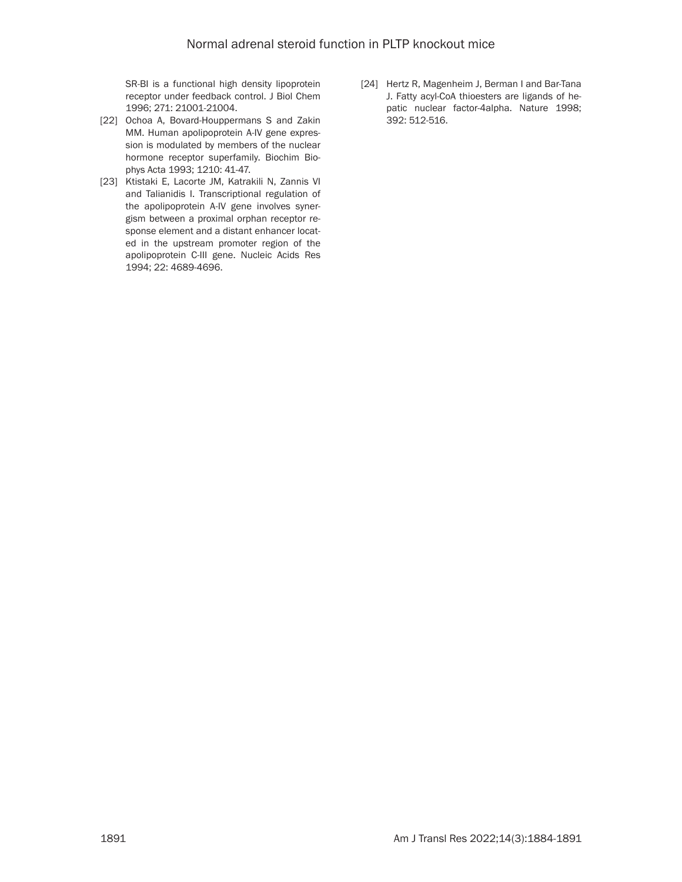SR-BI is a functional high density lipoprotein receptor under feedback control. J Biol Chem 1996; 271: 21001-21004.

[22] Ochoa A, Bovard-Houppermans S and Zakin MM. Human apolipoprotein A-IV gene expression is modulated by members of the nuclear hormone receptor superfamily. Biochim Biophys Acta 1993; 1210: 41-47.

[23] Ktistaki E, Lacorte JM, Katrakili N, Zannis VI and Talianidis I. Transcriptional regulation of the apolipoprotein A-IV gene involves synergism between a proximal orphan receptor response element and a distant enhancer located in the upstream promoter region of the apolipoprotein C-III gene. Nucleic Acids Res 1994; 22: 4689-4696.

[24] Hertz R, Magenheim J, Berman I and Bar-Tana J. Fatty acyl-CoA thioesters are ligands of hepatic nuclear factor-4alpha. Nature 1998; 392: 512-516.